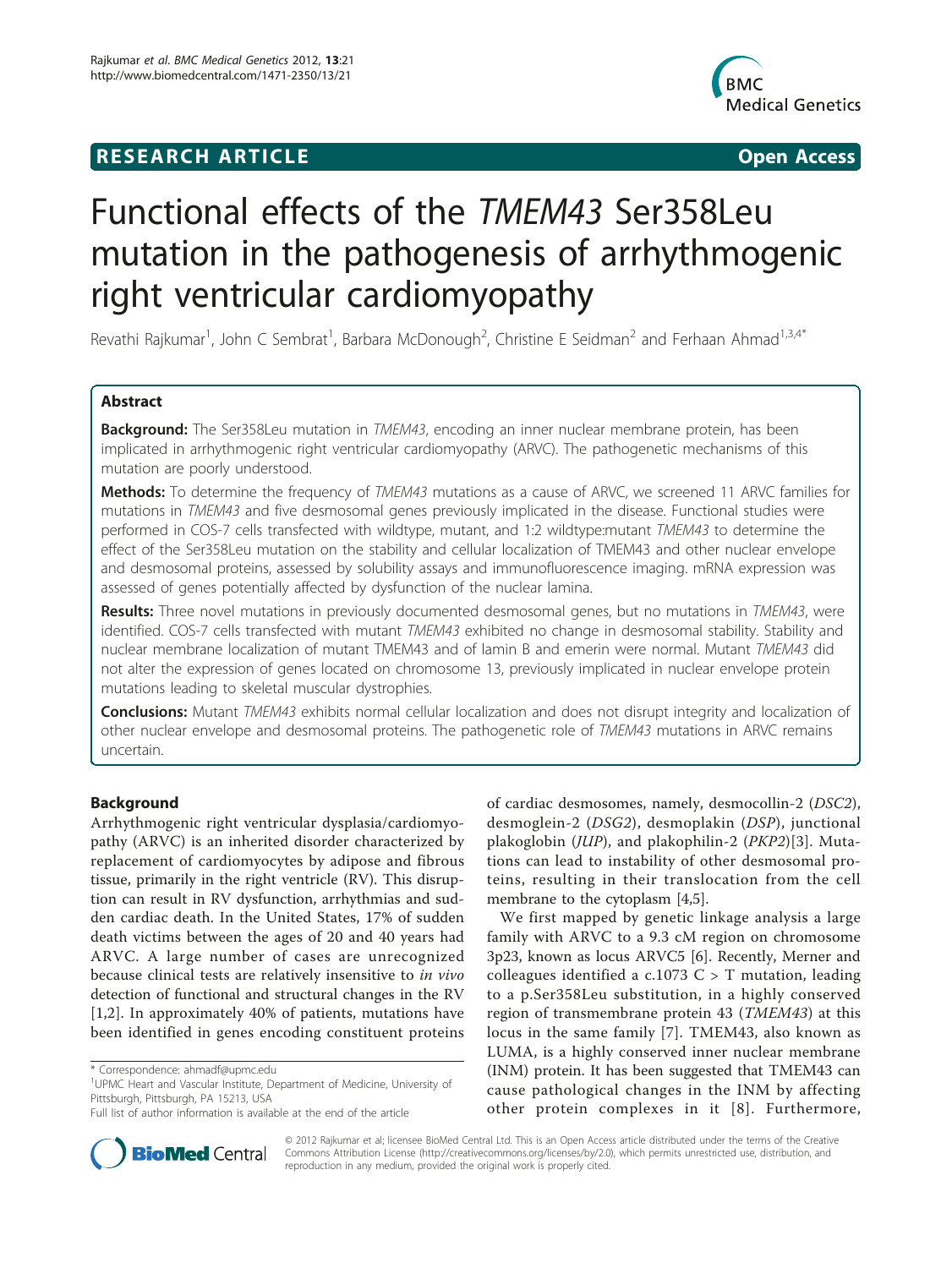**RESEARCH ARTICLE** **Open Access**

# Functional effects of the *TMEM43* Ser358Leu mutation in the pathogenesis of arrhythmogenic right ventricular cardiomyopathy

Revathi Rajkumar[1], John C Sembrat[1], Barbara McDonough[2], Christine E Seidman[2] and Ferhaan Ahmad[1,3,4*]

## Abstract

**Background:** The Ser358Leu mutation in *TMEM43*, encoding an inner nuclear membrane protein, has been implicated in arrhythmogenic right ventricular cardiomyopathy (ARVC). The pathogenetic mechanisms of this mutation are poorly understood.

**Methods:** To determine the frequency of *TMEM43* mutations as a cause of ARVC, we screened 11 ARVC families for mutations in *TMEM43* and five desmosomal genes previously implicated in the disease. Functional studies were performed in COS-7 cells transfected with wildtype, mutant, and 1:2 wildtype:mutant *TMEM43* to determine the effect of the Ser358Leu mutation on the stability and cellular localization of TMEM43 and other nuclear envelope and desmosomal proteins, assessed by solubility assays and immunofluorescence imaging. mRNA expression was assessed of genes potentially affected by dysfunction of the nuclear lamina.

**Results:** Three novel mutations in previously documented desmosomal genes, but no mutations in *TMEM43*, were identified. COS-7 cells transfected with mutant *TMEM43* exhibited no change in desmosomal stability. Stability and nuclear membrane localization of mutant TMEM43 and of lamin B and emerin were normal. Mutant *TMEM43* did not alter the expression of genes located on chromosome 13, previously implicated in nuclear envelope protein mutations leading to skeletal muscular dystrophies.

**Conclusions:** Mutant *TMEM43* exhibits normal cellular localization and does not disrupt integrity and localization of other nuclear envelope and desmosomal proteins. The pathogenetic role of *TMEM43* mutations in ARVC remains uncertain.

## Background

Arrhythmogenic right ventricular dysplasia/cardiomyopathy (ARVC) is an inherited disorder characterized by replacement of cardiomyocytes by adipose and fibrous tissue, primarily in the right ventricle (RV). This disruption can result in RV dysfunction, arrhythmias and sudden cardiac death. In the United States, 17% of sudden death victims between the ages of 20 and 40 years had ARVC. A large number of cases are unrecognized because clinical tests are relatively insensitive to *in vivo* detection of functional and structural changes in the RV [1,2]. In approximately 40% of patients, mutations have been identified in genes encoding constituent proteins of cardiac desmosomes, namely, desmocollin-2 (*DSC2*), desmoglein-2 (*DSG2*), desmoplakin (*DSP*), junctional plakoglobin (*JUP*), and plakophilin-2 (*PKP2*)[3]. Mutations can lead to instability of other desmosomal proteins, resulting in their translocation from the cell membrane to the cytoplasm [4,5].

We first mapped by genetic linkage analysis a large family with ARVC to a 9.3 cM region on chromosome 3p23, known as locus ARVC5 [6]. Recently, Merner and colleagues identified a c.1073 C > T mutation, leading to a p.Ser358Leu substitution, in a highly conserved region of transmembrane protein 43 (*TMEM43*) at this locus in the same family [7]. TMEM43, also known as LUMA, is a highly conserved inner nuclear membrane (INM) protein. It has been suggested that TMEM43 can cause pathological changes in the INM by affecting other protein complexes in it [8]. Furthermore,

\* Correspondence: ahmadf@upmc.edu
[1]UPMC Heart and Vascular Institute, Department of Medicine, University of Pittsburgh, Pittsburgh, PA 15213, USA
Full list of author information is available at the end of the article

© 2012 Rajkumar et al; licensee BioMed Central Ltd. This is an Open Access article distributed under the terms of the Creative Commons Attribution License (http://creativecommons.org/licenses/by/2.0), which permits unrestricted use, distribution, and reproduction in any medium, provided the original work is properly cited.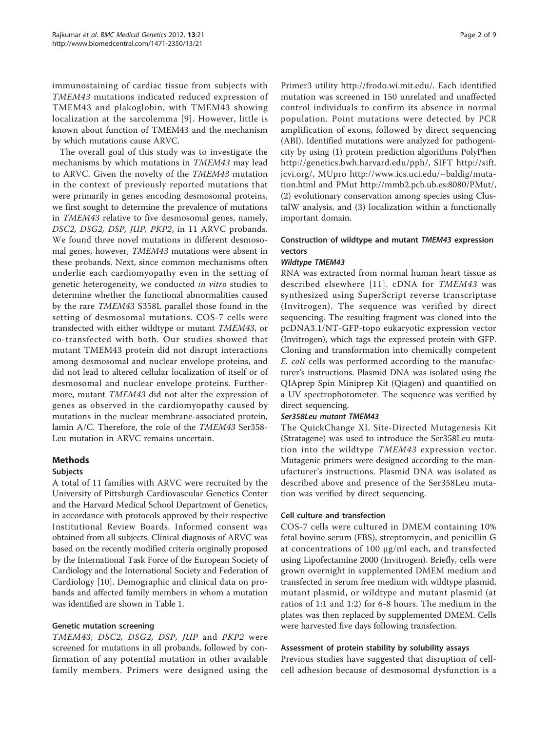immunostaining of cardiac tissue from subjects with *TMEM43* mutations indicated reduced expression of TMEM43 and plakoglobin, with TMEM43 showing localization at the sarcolemma [9]. However, little is known about function of TMEM43 and the mechanism by which mutations cause ARVC.

The overall goal of this study was to investigate the mechanisms by which mutations in *TMEM43* may lead to ARVC. Given the novelty of the *TMEM43* mutation in the context of previously reported mutations that were primarily in genes encoding desmosomal proteins, we first sought to determine the prevalence of mutations in *TMEM43* relative to five desmosomal genes, namely, *DSC2, DSG2, DSP, JUP, PKP2*, in 11 ARVC probands. We found three novel mutations in different desmosomal genes, however, *TMEM43* mutations were absent in these probands. Next, since common mechanisms often underlie each cardiomyopathy even in the setting of genetic heterogeneity, we conducted *in vitro* studies to determine whether the functional abnormalities caused by the rare *TMEM43* S358L parallel those found in the setting of desmosomal mutations. COS-7 cells were transfected with either wildtype or mutant *TMEM43*, or co-transfected with both. Our studies showed that mutant TMEM43 protein did not disrupt interactions among desmosomal and nuclear envelope proteins, and did not lead to altered cellular localization of itself or of desmosomal and nuclear envelope proteins. Furthermore, mutant *TMEM43* did not alter the expression of genes as observed in the cardiomyopathy caused by mutations in the nuclear membrane-associated protein, lamin A/C. Therefore, the role of the *TMEM43* Ser358-Leu mutation in ARVC remains uncertain.

## Methods

### Subjects

A total of 11 families with ARVC were recruited by the University of Pittsburgh Cardiovascular Genetics Center and the Harvard Medical School Department of Genetics, in accordance with protocols approved by their respective Institutional Review Boards. Informed consent was obtained from all subjects. Clinical diagnosis of ARVC was based on the recently modified criteria originally proposed by the International Task Force of the European Society of Cardiology and the International Society and Federation of Cardiology [10]. Demographic and clinical data on probands and affected family members in whom a mutation was identified are shown in Table 1.

### Genetic mutation screening

*TMEM43, DSC2, DSG2, DSP, JUP* and *PKP2* were screened for mutations in all probands, followed by confirmation of any potential mutation in other available family members. Primers were designed using the Primer3 utility http://frodo.wi.mit.edu/. Each identified mutation was screened in 150 unrelated and unaffected control individuals to confirm its absence in normal population. Point mutations were detected by PCR amplification of exons, followed by direct sequencing (ABI). Identified mutations were analyzed for pathogenicity by using (1) protein prediction algorithms PolyPhen http://genetics.bwh.harvard.edu/pph/, SIFT http://sift.jcvi.org/, MUpro http://www.ics.uci.edu/~baldig/mutation.html and PMut http://mmb2.pcb.ub.es:8080/PMut/, (2) evolutionary conservation among species using ClustalW analysis, and (3) localization within a functionally important domain.

### Construction of wildtype and mutant *TMEM43* expression vectors

#### *Wildtype TMEM43*

RNA was extracted from normal human heart tissue as described elsewhere [11]. cDNA for *TMEM43* was synthesized using SuperScript reverse transcriptase (Invitrogen). The sequence was verified by direct sequencing. The resulting fragment was cloned into the pcDNA3.1/NT-GFP-topo eukaryotic expression vector (Invitrogen), which tags the expressed protein with GFP. Cloning and transformation into chemically competent *E. coli* cells was performed according to the manufacturer's instructions. Plasmid DNA was isolated using the QIAprep Spin Miniprep Kit (Qiagen) and quantified on a UV spectrophotometer. The sequence was verified by direct sequencing.

#### *Ser358Leu mutant TMEM43*

The QuickChange XL Site-Directed Mutagenesis Kit (Stratagene) was used to introduce the Ser358Leu mutation into the wildtype *TMEM43* expression vector. Mutagenic primers were designed according to the manufacturer's instructions. Plasmid DNA was isolated as described above and presence of the Ser358Leu mutation was verified by direct sequencing.

### Cell culture and transfection

COS-7 cells were cultured in DMEM containing 10% fetal bovine serum (FBS), streptomycin, and penicillin G at concentrations of 100 μg/ml each, and transfected using Lipofectamine 2000 (Invitrogen). Briefly, cells were grown overnight in supplemented DMEM medium and transfected in serum free medium with wildtype plasmid, mutant plasmid, or wildtype and mutant plasmid (at ratios of 1:1 and 1:2) for 6-8 hours. The medium in the plates was then replaced by supplemented DMEM. Cells were harvested five days following transfection.

### Assessment of protein stability by solubility assays

Previous studies have suggested that disruption of cell-cell adhesion because of desmosomal dysfunction is a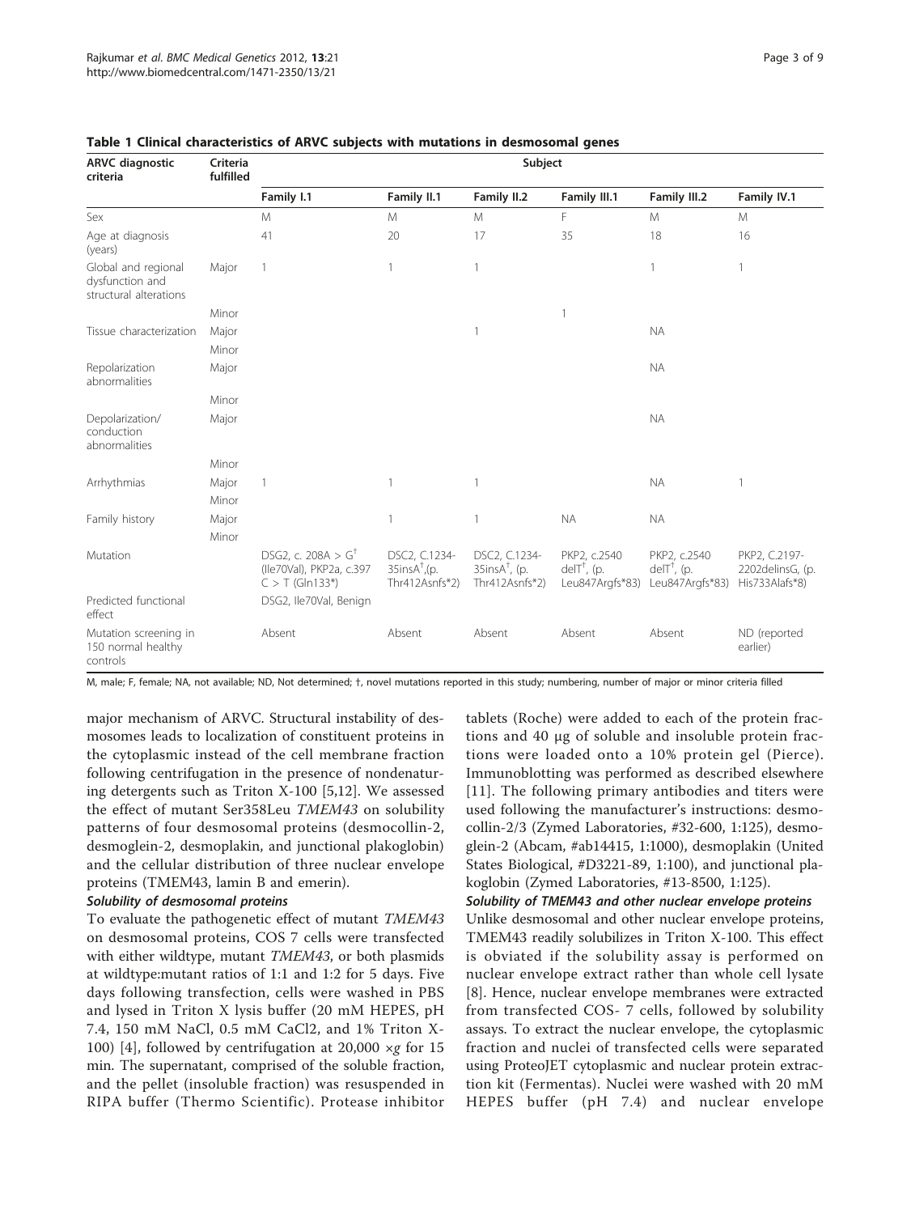**Table 1 Clinical characteristics of ARVC subjects with mutations in desmosomal genes**

| ARVC diagnostic criteria | Criteria fulfilled | Subject | | | | | |
|---|---|---|---|---|---|---|---|
| | | Family I.1 | Family II.1 | Family II.2 | Family III.1 | Family III.2 | Family IV.1 |
| Sex | | M | M | M | F | M | M |
| Age at diagnosis (years) | | 41 | 20 | 17 | 35 | 18 | 16 |
| Global and regional dysfunction and structural alterations | Major | 1 | 1 | 1 | | 1 | 1 |
| | Minor | | | | 1 | | |
| Tissue characterization | Major | | | 1 | | NA | |
| | Minor | | | | | | |
| Repolarization abnormalities | Major | | | | | NA | |
| | Minor | | | | | | |
| Depolarization/ conduction abnormalities | Major | | | | | NA | |
| | Minor | | | | | | |
| Arrhythmias | Major | 1 | 1 | 1 | | NA | 1 |
| | Minor | | | | | | |
| Family history | Major | | 1 | 1 | NA | NA | |
| | Minor | | | | | | |
| Mutation | | DSG2, c. 208A > G† (Ile70Val), PKP2a, c.397 C > T (Gln133*) | DSC2, C.1234-35insA†,(p. Thr412Asnfs*2) | DSC2, C.1234-35insA†, (p. Thr412Asnfs*2) | PKP2, c.2540 delT†, (p. Leu847Argfs*83) | PKP2, c.2540 delT†, (p. Leu847Argfs*83) | PKP2, C.2197-2202delinsG, (p. His733Alafs*8) |
| Predicted functional effect | | DSG2, Ile70Val, Benign | | | | | |
| Mutation screening in 150 normal healthy controls | | Absent | Absent | Absent | Absent | Absent | ND (reported earlier) |

M, male; F, female; NA, not available; ND, Not determined; †, novel mutations reported in this study; numbering, number of major or minor criteria filled

major mechanism of ARVC. Structural instability of desmosomes leads to localization of constituent proteins in the cytoplasmic instead of the cell membrane fraction following centrifugation in the presence of nondenaturing detergents such as Triton X-100 [5,12]. We assessed the effect of mutant Ser358Leu *TMEM43* on solubility patterns of four desmosomal proteins (desmocollin-2, desmoglein-2, desmoplakin, and junctional plakoglobin) and the cellular distribution of three nuclear envelope proteins (TMEM43, lamin B and emerin).

#### *Solubility of desmosomal proteins*

To evaluate the pathogenetic effect of mutant *TMEM43* on desmosomal proteins, COS 7 cells were transfected with either wildtype, mutant *TMEM43*, or both plasmids at wildtype:mutant ratios of 1:1 and 1:2 for 5 days. Five days following transfection, cells were washed in PBS and lysed in Triton X lysis buffer (20 mM HEPES, pH 7.4, 150 mM NaCl, 0.5 mM $CaCl_2$, and 1% Triton X-100) [4], followed by centrifugation at 20,000 $\times g$ for 15 min. The supernatant, comprised of the soluble fraction, and the pellet (insoluble fraction) was resuspended in RIPA buffer (Thermo Scientific). Protease inhibitor tablets (Roche) were added to each of the protein fractions and 40 μg of soluble and insoluble protein fractions were loaded onto a 10% protein gel (Pierce). Immunoblotting was performed as described elsewhere [11]. The following primary antibodies and titers were used following the manufacturer's instructions: desmocollin-2/3 (Zymed Laboratories, #32-600, 1:125), desmoglein-2 (Abcam, #ab14415, 1:1000), desmoplakin (United States Biological, #D3221-89, 1:100), and junctional plakoglobin (Zymed Laboratories, #13-8500, 1:125).

#### *Solubility of TMEM43 and other nuclear envelope proteins*

Unlike desmosomal and other nuclear envelope proteins, TMEM43 readily solubilizes in Triton X-100. This effect is obviated if the solubility assay is performed on nuclear envelope extract rather than whole cell lysate [8]. Hence, nuclear envelope membranes were extracted from transfected COS- 7 cells, followed by solubility assays. To extract the nuclear envelope, the cytoplasmic fraction and nuclei of transfected cells were separated using ProteoJET cytoplasmic and nuclear protein extraction kit (Fermentas). Nuclei were washed with 20 mM HEPES buffer (pH 7.4) and nuclear envelope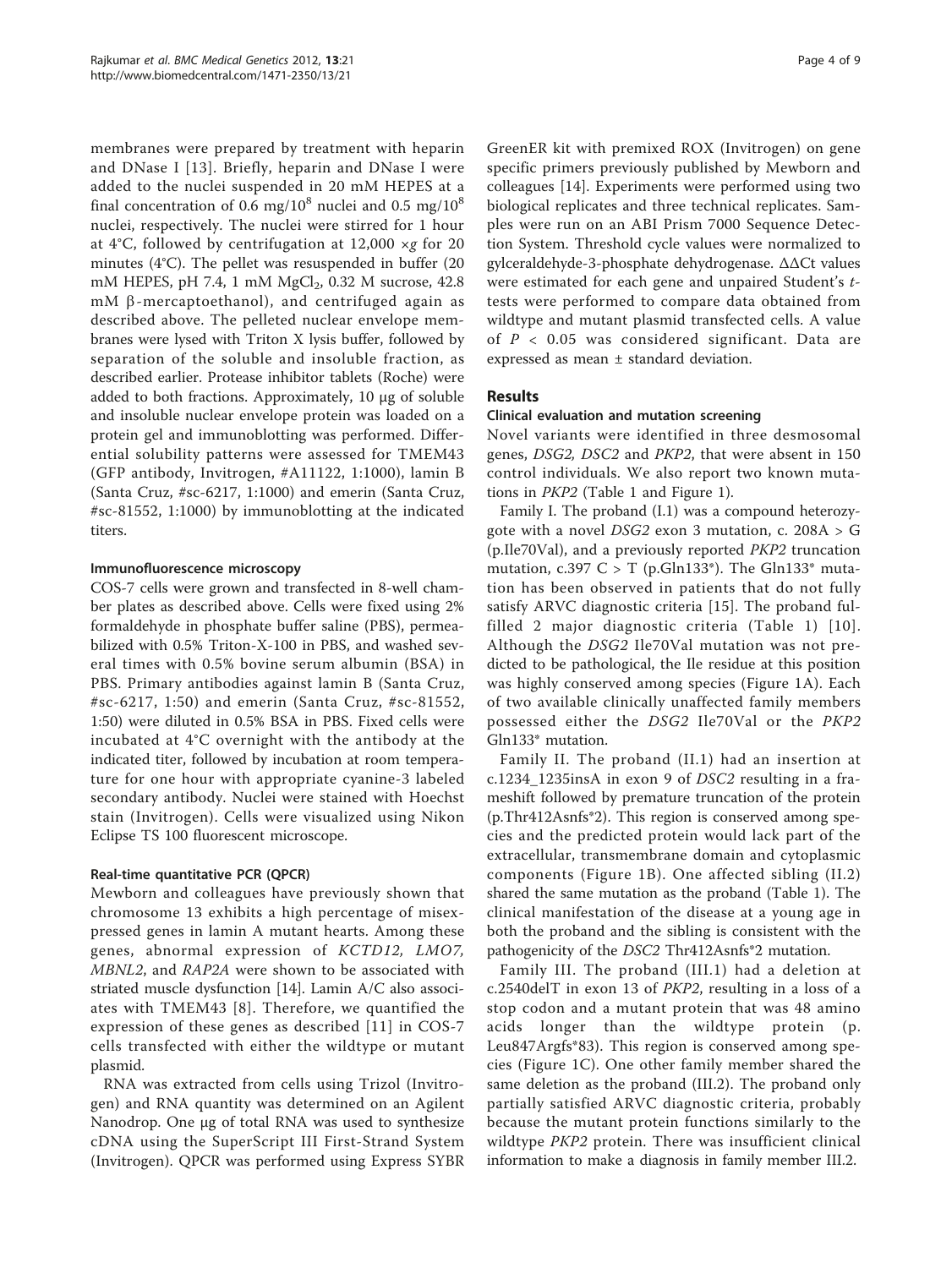membranes were prepared by treatment with heparin and DNase I [13]. Briefly, heparin and DNase I were added to the nuclei suspended in 20 mM HEPES at a final concentration of 0.6 mg/$10^8$ nuclei and 0.5 mg/$10^8$ nuclei, respectively. The nuclei were stirred for 1 hour at 4°C, followed by centrifugation at 12,000 ×g for 20 minutes (4°C). The pellet was resuspended in buffer (20 mM HEPES, pH 7.4, 1 mM $MgCl_2$, 0.32 M sucrose, 42.8 mM β-mercaptoethanol), and centrifuged again as described above. The pelleted nuclear envelope membranes were lysed with Triton X lysis buffer, followed by separation of the soluble and insoluble fraction, as described earlier. Protease inhibitor tablets (Roche) were added to both fractions. Approximately, 10 μg of soluble and insoluble nuclear envelope protein was loaded on a protein gel and immunoblotting was performed. Differential solubility patterns were assessed for TMEM43 (GFP antibody, Invitrogen, #A11122, 1:1000), lamin B (Santa Cruz, #sc-6217, 1:1000) and emerin (Santa Cruz, #sc-81552, 1:1000) by immunoblotting at the indicated titers.

### Immunofluorescence microscopy

COS-7 cells were grown and transfected in 8-well chamber plates as described above. Cells were fixed using 2% formaldehyde in phosphate buffer saline (PBS), permeabilized with 0.5% Triton-X-100 in PBS, and washed several times with 0.5% bovine serum albumin (BSA) in PBS. Primary antibodies against lamin B (Santa Cruz, #sc-6217, 1:50) and emerin (Santa Cruz, #sc-81552, 1:50) were diluted in 0.5% BSA in PBS. Fixed cells were incubated at 4°C overnight with the antibody at the indicated titer, followed by incubation at room temperature for one hour with appropriate cyanine-3 labeled secondary antibody. Nuclei were stained with Hoechst stain (Invitrogen). Cells were visualized using Nikon Eclipse TS 100 fluorescent microscope.

### Real-time quantitative PCR (QPCR)

Mewborn and colleagues have previously shown that chromosome 13 exhibits a high percentage of misexpressed genes in lamin A mutant hearts. Among these genes, abnormal expression of *KCTD12, LMO7, MBNL2*, and *RAP2A* were shown to be associated with striated muscle dysfunction [14]. Lamin A/C also associates with TMEM43 [8]. Therefore, we quantified the expression of these genes as described [11] in COS-7 cells transfected with either the wildtype or mutant plasmid.

RNA was extracted from cells using Trizol (Invitrogen) and RNA quantity was determined on an Agilent Nanodrop. One μg of total RNA was used to synthesize cDNA using the SuperScript III First-Strand System (Invitrogen). QPCR was performed using Express SYBR GreenER kit with premixed ROX (Invitrogen) on gene specific primers previously published by Mewborn and colleagues [14]. Experiments were performed using two biological replicates and three technical replicates. Samples were run on an ABI Prism 7000 Sequence Detection System. Threshold cycle values were normalized to gylceraldehyde-3-phosphate dehydrogenase. ΔΔCt values were estimated for each gene and unpaired Student's *t*-tests were performed to compare data obtained from wildtype and mutant plasmid transfected cells. A value of $P < 0.05$ was considered significant. Data are expressed as mean ± standard deviation.

## Results

### Clinical evaluation and mutation screening

Novel variants were identified in three desmosomal genes, *DSG2, DSC2* and *PKP2*, that were absent in 150 control individuals. We also report two known mutations in *PKP2* (Table 1 and Figure 1).

Family I. The proband (I.1) was a compound heterozygote with a novel *DSG2* exon 3 mutation, c. 208A > G (p.Ile70Val), and a previously reported *PKP2* truncation mutation, c.397 C > T (p.Gln133*). The Gln133* mutation has been observed in patients that do not fully satisfy ARVC diagnostic criteria [15]. The proband fulfilled 2 major diagnostic criteria (Table 1) [10]. Although the *DSG2* Ile70Val mutation was not predicted to be pathological, the Ile residue at this position was highly conserved among species (Figure 1A). Each of two available clinically unaffected family members possessed either the *DSG2* Ile70Val or the *PKP2* Gln133* mutation.

Family II. The proband (II.1) had an insertion at c.1234_1235insA in exon 9 of *DSC2* resulting in a frameshift followed by premature truncation of the protein (p.Thr412Asnfs*2). This region is conserved among species and the predicted protein would lack part of the extracellular, transmembrane domain and cytoplasmic components (Figure 1B). One affected sibling (II.2) shared the same mutation as the proband (Table 1). The clinical manifestation of the disease at a young age in both the proband and the sibling is consistent with the pathogenicity of the *DSC2* Thr412Asnfs*2 mutation.

Family III. The proband (III.1) had a deletion at c.2540delT in exon 13 of *PKP2*, resulting in a loss of a stop codon and a mutant protein that was 48 amino acids longer than the wildtype protein (p. Leu847Argfs*83). This region is conserved among species (Figure 1C). One other family member shared the same deletion as the proband (III.2). The proband only partially satisfied ARVC diagnostic criteria, probably because the mutant protein functions similarly to the wildtype *PKP2* protein. There was insufficient clinical information to make a diagnosis in family member III.2.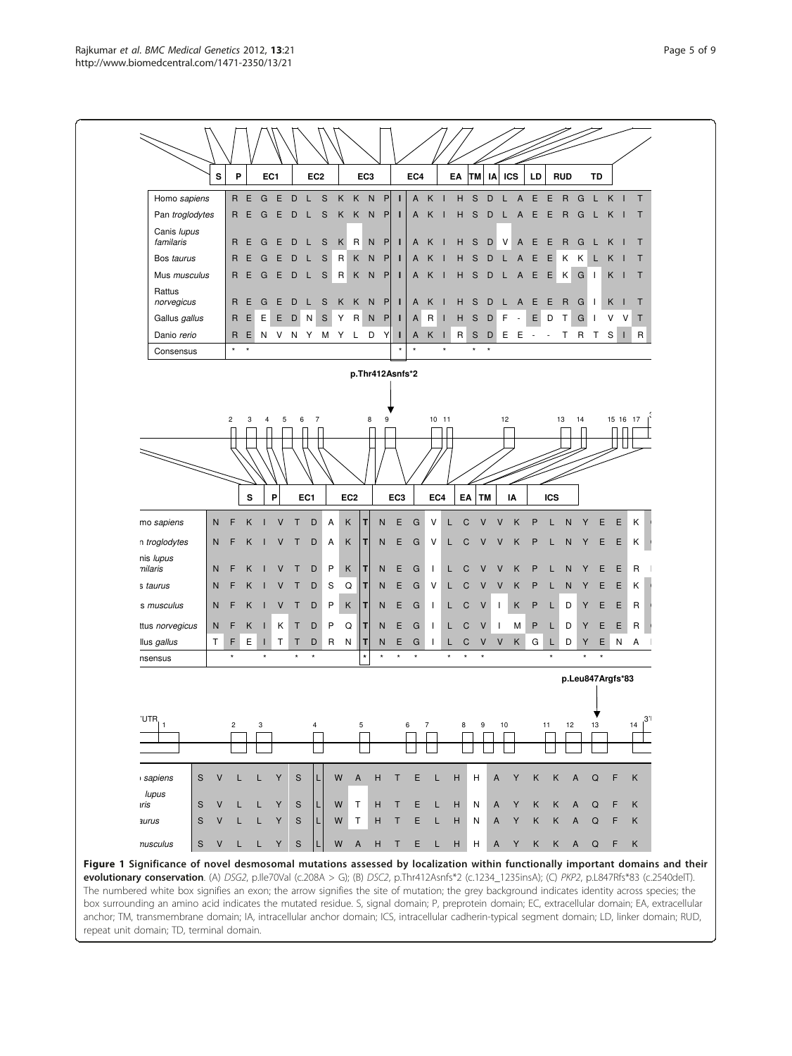**Figure 1 Significance of novel desmosomal mutations assessed by localization within functionally important domains and their evolutionary conservation**. (A) *DSG2*, p.Ile70Val (c.208A > G); (B) *DSC2*, p.Thr412Asnfs*2 (c.1234_1235insA); (C) *PKP2*, p.L847Rfs*83 (c.2540delT). The numbered white box signifies an exon; the arrow signifies the site of mutation; the grey background indicates identity across species; the box surrounding an amino acid indicates the mutated residue. S, signal domain; P, preprotein domain; EC, extracellular domain; EA, extracellular anchor; TM, transmembrane domain; IA, intracellular anchor domain; ICS, intracellular cadherin-typical segment domain; LD, linker domain; RUD, repeat unit domain; TD, terminal domain.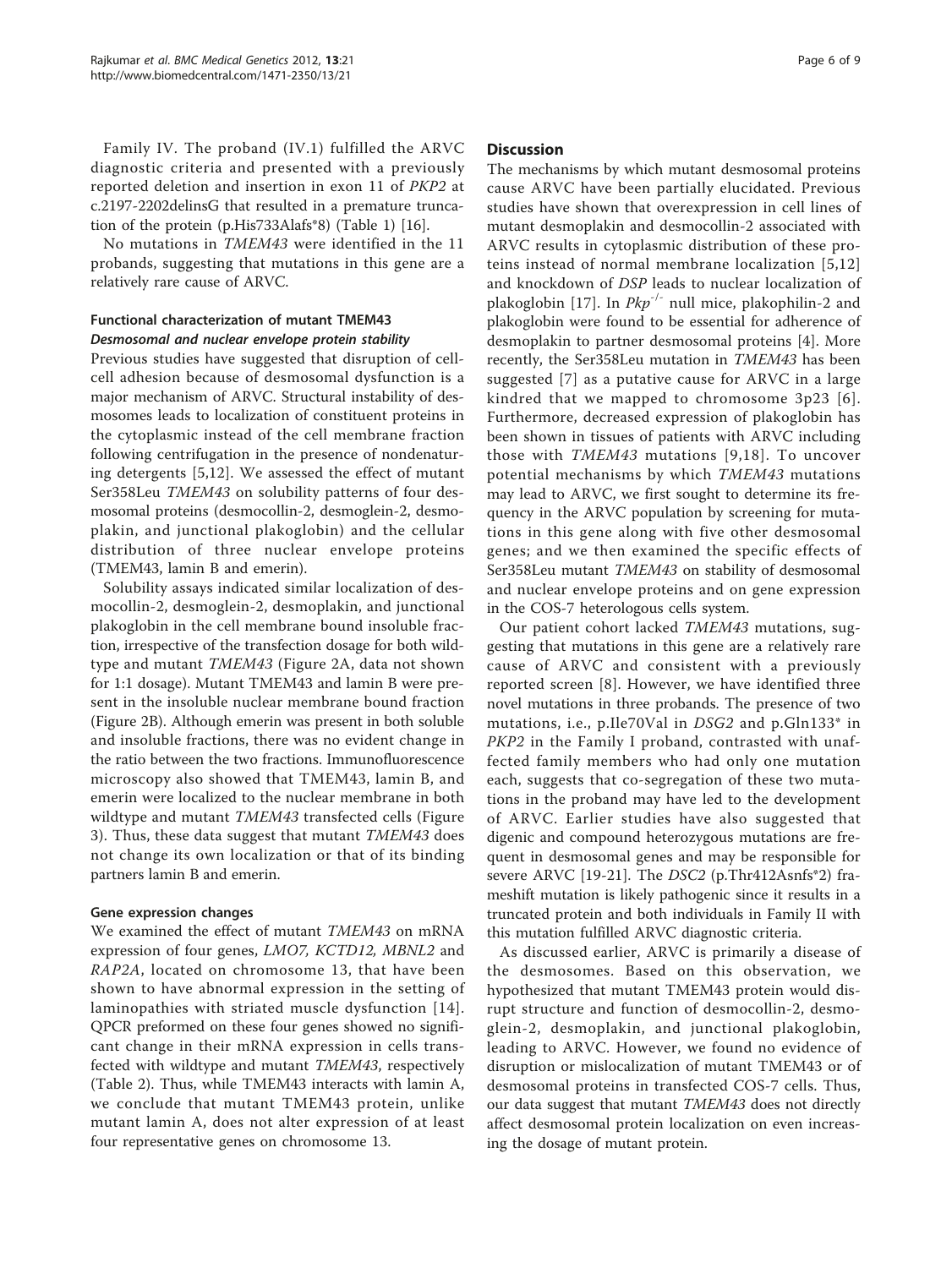Family IV. The proband (IV.1) fulfilled the ARVC diagnostic criteria and presented with a previously reported deletion and insertion in exon 11 of *PKP2* at c.2197-2202delinsG that resulted in a premature truncation of the protein (p.His733Alafs*8) (Table 1) [16].

No mutations in *TMEM43* were identified in the 11 probands, suggesting that mutations in this gene are a relatively rare cause of ARVC.

### Functional characterization of mutant TMEM43

#### *Desmosomal and nuclear envelope protein stability*

Previous studies have suggested that disruption of cell-cell adhesion because of desmosomal dysfunction is a major mechanism of ARVC. Structural instability of desmosomes leads to localization of constituent proteins in the cytoplasmic instead of the cell membrane fraction following centrifugation in the presence of nondenaturing detergents [5,12]. We assessed the effect of mutant Ser358Leu *TMEM43* on solubility patterns of four desmosomal proteins (desmocollin-2, desmoglein-2, desmoplakin, and junctional plakoglobin) and the cellular distribution of three nuclear envelope proteins (TMEM43, lamin B and emerin).

Solubility assays indicated similar localization of desmocollin-2, desmoglein-2, desmoplakin, and junctional plakoglobin in the cell membrane bound insoluble fraction, irrespective of the transfection dosage for both wildtype and mutant *TMEM43* (Figure 2A, data not shown for 1:1 dosage). Mutant TMEM43 and lamin B were present in the insoluble nuclear membrane bound fraction (Figure 2B). Although emerin was present in both soluble and insoluble fractions, there was no evident change in the ratio between the two fractions. Immunofluorescence microscopy also showed that TMEM43, lamin B, and emerin were localized to the nuclear membrane in both wildtype and mutant *TMEM43* transfected cells (Figure 3). Thus, these data suggest that mutant *TMEM43* does not change its own localization or that of its binding partners lamin B and emerin.

#### Gene expression changes

We examined the effect of mutant *TMEM43* on mRNA expression of four genes, *LMO7, KCTD12, MBNL2* and *RAP2A*, located on chromosome 13, that have been shown to have abnormal expression in the setting of laminopathies with striated muscle dysfunction [14]. QPCR preformed on these four genes showed no significant change in their mRNA expression in cells transfected with wildtype and mutant *TMEM43*, respectively (Table 2). Thus, while TMEM43 interacts with lamin A, we conclude that mutant TMEM43 protein, unlike mutant lamin A, does not alter expression of at least four representative genes on chromosome 13.

## Discussion

The mechanisms by which mutant desmosomal proteins cause ARVC have been partially elucidated. Previous studies have shown that overexpression in cell lines of mutant desmoplakin and desmocollin-2 associated with ARVC results in cytoplasmic distribution of these proteins instead of normal membrane localization [5,12] and knockdown of *DSP* leads to nuclear localization of plakoglobin [17]. In $Pkp^{-/-}$ null mice, plakophilin-2 and plakoglobin were found to be essential for adherence of desmoplakin to partner desmosomal proteins [4]. More recently, the Ser358Leu mutation in *TMEM43* has been suggested [7] as a putative cause for ARVC in a large kindred that we mapped to chromosome 3p23 [6]. Furthermore, decreased expression of plakoglobin has been shown in tissues of patients with ARVC including those with *TMEM43* mutations [9,18]. To uncover potential mechanisms by which *TMEM43* mutations may lead to ARVC, we first sought to determine its frequency in the ARVC population by screening for mutations in this gene along with five other desmosomal genes; and we then examined the specific effects of Ser358Leu mutant *TMEM43* on stability of desmosomal and nuclear envelope proteins and on gene expression in the COS-7 heterologous cells system.

Our patient cohort lacked *TMEM43* mutations, suggesting that mutations in this gene are a relatively rare cause of ARVC and consistent with a previously reported screen [8]. However, we have identified three novel mutations in three probands. The presence of two mutations, i.e., p.Ile70Val in *DSG2* and p.Gln133* in *PKP2* in the Family I proband, contrasted with unaffected family members who had only one mutation each, suggests that co-segregation of these two mutations in the proband may have led to the development of ARVC. Earlier studies have also suggested that digenic and compound heterozygous mutations are frequent in desmosomal genes and may be responsible for severe ARVC [19-21]. The *DSC2* (p.Thr412Asnfs*2) frameshift mutation is likely pathogenic since it results in a truncated protein and both individuals in Family II with this mutation fulfilled ARVC diagnostic criteria.

As discussed earlier, ARVC is primarily a disease of the desmosomes. Based on this observation, we hypothesized that mutant TMEM43 protein would disrupt structure and function of desmocollin-2, desmoglein-2, desmoplakin, and junctional plakoglobin, leading to ARVC. However, we found no evidence of disruption or mislocalization of mutant TMEM43 or of desmosomal proteins in transfected COS-7 cells. Thus, our data suggest that mutant *TMEM43* does not directly affect desmosomal protein localization on even increasing the dosage of mutant protein.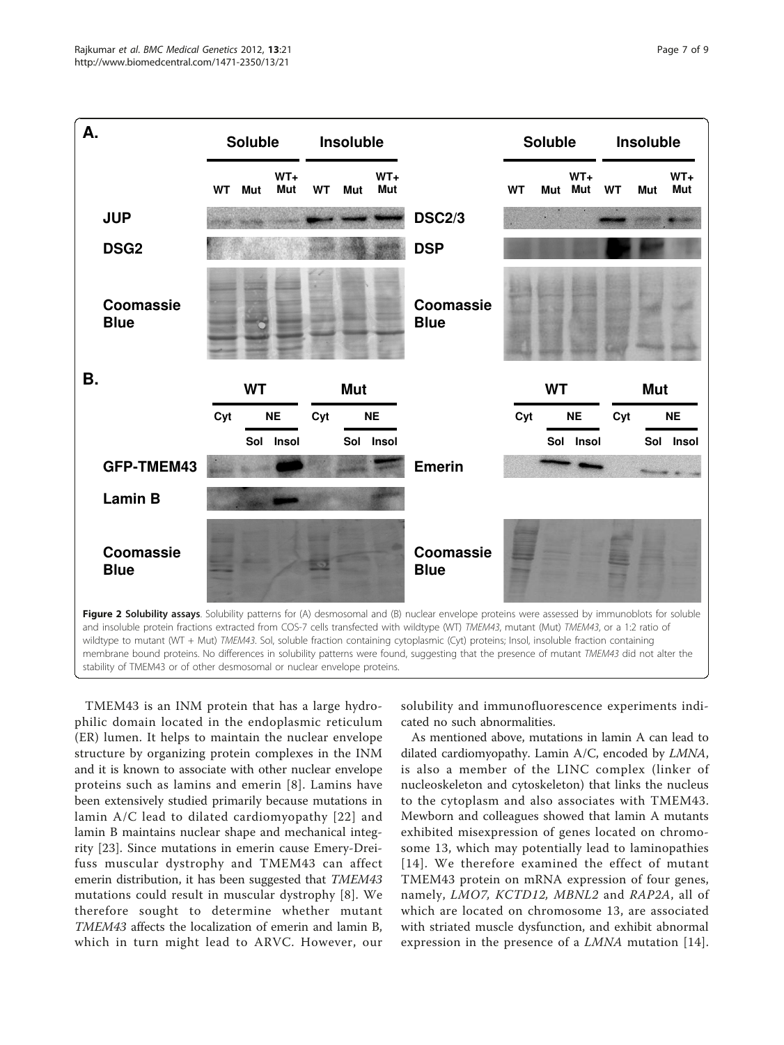**Figure 2 Solubility assays**. Solubility patterns for (A) desmosomal and (B) nuclear envelope proteins were assessed by immunoblots for soluble and insoluble protein fractions extracted from COS-7 cells transfected with wildtype (WT) *TMEM43*, mutant (Mut) *TMEM43*, or a 1:2 ratio of wildtype to mutant (WT + Mut) *TMEM43*. Sol, soluble fraction containing cytoplasmic (Cyt) proteins; Insol, insoluble fraction containing membrane bound proteins. No differences in solubility patterns were found, suggesting that the presence of mutant *TMEM43* did not alter the stability of TMEM43 or of other desmosomal or nuclear envelope proteins.

TMEM43 is an INM protein that has a large hydrophilic domain located in the endoplasmic reticulum (ER) lumen. It helps to maintain the nuclear envelope structure by organizing protein complexes in the INM and it is known to associate with other nuclear envelope proteins such as lamins and emerin [8]. Lamins have been extensively studied primarily because mutations in lamin A/C lead to dilated cardiomyopathy [22] and lamin B maintains nuclear shape and mechanical integrity [23]. Since mutations in emerin cause Emery-Dreifuss muscular dystrophy and TMEM43 can affect emerin distribution, it has been suggested that *TMEM43* mutations could result in muscular dystrophy [8]. We therefore sought to determine whether mutant *TMEM43* affects the localization of emerin and lamin B, which in turn might lead to ARVC. However, our solubility and immunofluorescence experiments indicated no such abnormalities.

As mentioned above, mutations in lamin A can lead to dilated cardiomyopathy. Lamin A/C, encoded by *LMNA*, is also a member of the LINC complex (linker of nucleoskeleton and cytoskeleton) that links the nucleus to the cytoplasm and also associates with TMEM43. Mewborn and colleagues showed that lamin A mutants exhibited misexpression of genes located on chromosome 13, which may potentially lead to laminopathies [14]. We therefore examined the effect of mutant TMEM43 protein on mRNA expression of four genes, namely, *LMO7, KCTD12, MBNL2* and *RAP2A*, all of which are located on chromosome 13, are associated with striated muscle dysfunction, and exhibit abnormal expression in the presence of a *LMNA* mutation [14].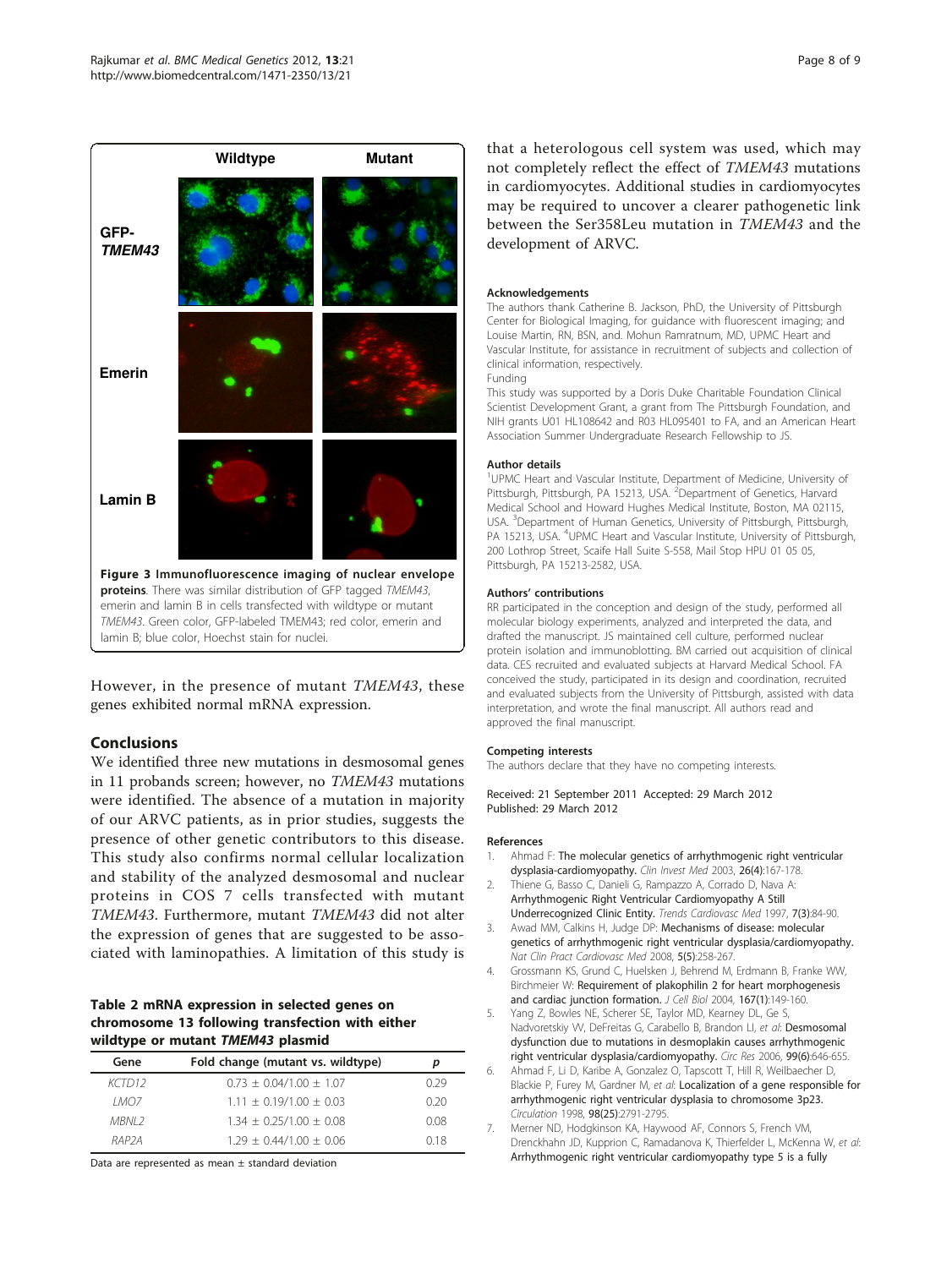**Figure 3 Immunofluorescence imaging of nuclear envelope proteins**. There was similar distribution of GFP tagged *TMEM43*, emerin and lamin B in cells transfected with wildtype or mutant *TMEM43*. Green color, GFP-labeled TMEM43; red color, emerin and lamin B; blue color, Hoechst stain for nuclei.

However, in the presence of mutant *TMEM43*, these genes exhibited normal mRNA expression.

## Conclusions

We identified three new mutations in desmosomal genes in 11 probands screen; however, no *TMEM43* mutations were identified. The absence of a mutation in majority of our ARVC patients, as in prior studies, suggests the presence of other genetic contributors to this disease. This study also confirms normal cellular localization and stability of the analyzed desmosomal and nuclear proteins in COS 7 cells transfected with mutant *TMEM43*. Furthermore, mutant *TMEM43* did not alter the expression of genes that are suggested to be associated with laminopathies. A limitation of this study is that a heterologous cell system was used, which may not completely reflect the effect of *TMEM43* mutations in cardiomyocytes. Additional studies in cardiomyocytes may be required to uncover a clearer pathogenetic link between the Ser358Leu mutation in *TMEM43* and the development of ARVC.

**Table 2 mRNA expression in selected genes on chromosome 13 following transfection with either wildtype or mutant *TMEM43* plasmid**

| Gene | Fold change (mutant vs. wildtype) | p |
|---|---|---|
| *KCTD12* | 0.73 ± 0.04/1.00 ± 1.07 | 0.29 |
| *LMO7* | 1.11 ± 0.19/1.00 ± 0.03 | 0.20 |
| *MBNL2* | 1.34 ± 0.25/1.00 ± 0.08 | 0.08 |
| *RAP2A* | 1.29 ± 0.44/1.00 ± 0.06 | 0.18 |

Data are represented as mean ± standard deviation

#### Acknowledgements

The authors thank Catherine B. Jackson, PhD, the University of Pittsburgh Center for Biological Imaging, for guidance with fluorescent imaging; and Louise Martin, RN, BSN, and. Mohun Ramratnum, MD, UPMC Heart and Vascular Institute, for assistance in recruitment of subjects and collection of clinical information, respectively.

Funding

This study was supported by a Doris Duke Charitable Foundation Clinical Scientist Development Grant, a grant from The Pittsburgh Foundation, and NIH grants U01 HL108642 and R03 HL095401 to FA, and an American Heart Association Summer Undergraduate Research Fellowship to JS.

#### Author details

[1]UPMC Heart and Vascular Institute, Department of Medicine, University of Pittsburgh, Pittsburgh, PA 15213, USA. [2]Department of Genetics, Harvard Medical School and Howard Hughes Medical Institute, Boston, MA 02115, USA. [3]Department of Human Genetics, University of Pittsburgh, Pittsburgh, PA 15213, USA. [4]UPMC Heart and Vascular Institute, University of Pittsburgh, 200 Lothrop Street, Scaife Hall Suite S-558, Mail Stop HPU 01 05 05, Pittsburgh, PA 15213-2582, USA.

#### Authors' contributions

RR participated in the conception and design of the study, performed all molecular biology experiments, analyzed and interpreted the data, and drafted the manuscript. JS maintained cell culture, performed nuclear protein isolation and immunoblotting. BM carried out acquisition of clinical data. CES recruited and evaluated subjects at Harvard Medical School. FA conceived the study, participated in its design and coordination, recruited and evaluated subjects from the University of Pittsburgh, assisted with data interpretation, and wrote the final manuscript. All authors read and approved the final manuscript.

#### Competing interests

The authors declare that they have no competing interests.

Received: 21 September 2011 Accepted: 29 March 2012
Published: 29 March 2012

#### References

1. Ahmad F: **The molecular genetics of arrhythmogenic right ventricular dysplasia-cardiomyopathy.** *Clin Invest Med* 2003, **26(4)**:167-178.
2. Thiene G, Basso C, Danieli G, Rampazzo A, Corrado D, Nava A: **Arrhythmogenic Right Ventricular Cardiomyopathy A Still Underrecognized Clinic Entity.** *Trends Cardiovasc Med* 1997, **7(3)**:84-90.
3. Awad MM, Calkins H, Judge DP: **Mechanisms of disease: molecular genetics of arrhythmogenic right ventricular dysplasia/cardiomyopathy.** *Nat Clin Pract Cardiovasc Med* 2008, **5(5)**:258-267.
4. Grossmann KS, Grund C, Huelsken J, Behrend M, Erdmann B, Franke WW, Birchmeier W: **Requirement of plakophilin 2 for heart morphogenesis and cardiac junction formation.** *J Cell Biol* 2004, **167(1)**:149-160.
5. Yang Z, Bowles NE, Scherer SE, Taylor MD, Kearney DL, Ge S, Nadvoretskiy VV, DeFreitas G, Carabello B, Brandon LI, *et al*: **Desmosomal dysfunction due to mutations in desmoplakin causes arrhythmogenic right ventricular dysplasia/cardiomyopathy.** *Circ Res* 2006, **99(6)**:646-655.
6. Ahmad F, Li D, Karibe A, Gonzalez O, Tapscott T, Hill R, Weilbaecher D, Blackie P, Furey M, Gardner M, *et al*: **Localization of a gene responsible for arrhythmogenic right ventricular dysplasia to chromosome 3p23.** *Circulation* 1998, **98(25)**:2791-2795.
7. Merner ND, Hodgkinson KA, Haywood AF, Connors S, French VM, Drenckhahn JD, Kupprion C, Ramadanova K, Thierfelder L, McKenna W, *et al*: **Arrhythmogenic right ventricular cardiomyopathy type 5 is a fully**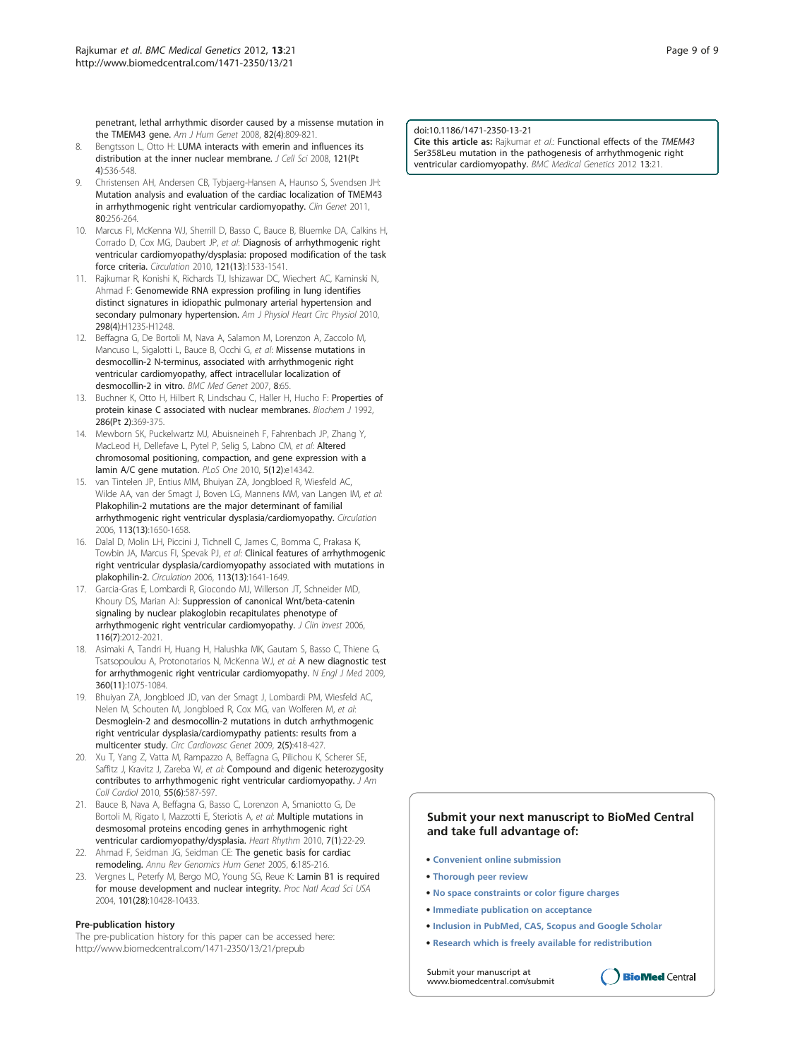penetrant, lethal arrhythmic disorder caused by a missense mutation in the TMEM43 gene. *Am J Hum Genet* 2008, **82(4)**:809-821.

8. Bengtsson L, Otto H: **LUMA interacts with emerin and influences its distribution at the inner nuclear membrane.** *J Cell Sci* 2008, **121(Pt 4)**:536-548.
9. Christensen AH, Andersen CB, Tybjaerg-Hansen A, Haunso S, Svendsen JH: **Mutation analysis and evaluation of the cardiac localization of TMEM43 in arrhythmogenic right ventricular cardiomyopathy.** *Clin Genet* 2011, **80**:256-264.
10. Marcus FI, McKenna WJ, Sherrill D, Basso C, Bauce B, Bluemke DA, Calkins H, Corrado D, Cox MG, Daubert JP, *et al*: **Diagnosis of arrhythmogenic right ventricular cardiomyopathy/dysplasia: proposed modification of the task force criteria.** *Circulation* 2010, **121(13)**:1533-1541.
11. Rajkumar R, Konishi K, Richards TJ, Ishizawar DC, Wiechert AC, Kaminski N, Ahmad F: **Genomewide RNA expression profiling in lung identifies distinct signatures in idiopathic pulmonary arterial hypertension and secondary pulmonary hypertension.** *Am J Physiol Heart Circ Physiol* 2010, **298(4)**:H1235-H1248.
12. Beffagna G, De Bortoli M, Nava A, Salamon M, Lorenzon A, Zaccolo M, Mancuso L, Sigalotti L, Bauce B, Occhi G, *et al*: **Missense mutations in desmocollin-2 N-terminus, associated with arrhythmogenic right ventricular cardiomyopathy, affect intracellular localization of desmocollin-2 in vitro.** *BMC Med Genet* 2007, **8**:65.
13. Buchner K, Otto H, Hilbert R, Lindschau C, Haller H, Hucho F: **Properties of protein kinase C associated with nuclear membranes.** *Biochem J* 1992, **286(Pt 2)**:369-375.
14. Mewborn SK, Puckelwartz MJ, Abuisneineh F, Fahrenbach JP, Zhang Y, MacLeod H, Dellefave L, Pytel P, Selig S, Labno CM, *et al*: **Altered chromosomal positioning, compaction, and gene expression with a lamin A/C gene mutation.** *PLoS One* 2010, **5(12)**:e14342.
15. van Tintelen JP, Entius MM, Bhuiyan ZA, Jongbloed R, Wiesfeld AC, Wilde AA, van der Smagt J, Boven LG, Mannens MM, van Langen IM, *et al*: **Plakophilin-2 mutations are the major determinant of familial arrhythmogenic right ventricular dysplasia/cardiomyopathy.** *Circulation* 2006, **113(13)**:1650-1658.
16. Dalal D, Molin LH, Piccini J, Tichnell C, James C, Bomma C, Prakasa K, Towbin JA, Marcus FI, Spevak PJ, *et al*: **Clinical features of arrhythmogenic right ventricular dysplasia/cardiomyopathy associated with mutations in plakophilin-2.** *Circulation* 2006, **113(13)**:1641-1649.
17. Garcia-Gras E, Lombardi R, Giocondo MJ, Willerson JT, Schneider MD, Khoury DS, Marian AJ: **Suppression of canonical Wnt/beta-catenin signaling by nuclear plakoglobin recapitulates phenotype of arrhythmogenic right ventricular cardiomyopathy.** *J Clin Invest* 2006, **116(7)**:2012-2021.
18. Asimaki A, Tandri H, Huang H, Halushka MK, Gautam S, Basso C, Thiene G, Tsatsopoulou A, Protonotarios N, McKenna WJ, *et al*: **A new diagnostic test for arrhythmogenic right ventricular cardiomyopathy.** *N Engl J Med* 2009, **360(11)**:1075-1084.
19. Bhuiyan ZA, Jongbloed JD, van der Smagt J, Lombardi PM, Wiesfeld AC, Nelen M, Schouten M, Jongbloed R, Cox MG, van Wolferen M, *et al*: **Desmoglein-2 and desmocollin-2 mutations in dutch arrhythmogenic right ventricular dysplasia/cardiomypathy patients: results from a multicenter study.** *Circ Cardiovasc Genet* 2009, **2(5)**:418-427.
20. Xu T, Yang Z, Vatta M, Rampazzo A, Beffagna G, Pilichou K, Scherer SE, Saffitz J, Kravitz J, Zareba W, *et al*: **Compound and digenic heterozygosity contributes to arrhythmogenic right ventricular cardiomyopathy.** *J Am Coll Cardiol* 2010, **55(6)**:587-597.
21. Bauce B, Nava A, Beffagna G, Basso C, Lorenzon A, Smaniotto G, De Bortoli M, Rigato I, Mazzotti E, Steriotis A, *et al*: **Multiple mutations in desmosomal proteins encoding genes in arrhythmogenic right ventricular cardiomyopathy/dysplasia.** *Heart Rhythm* 2010, **7(1)**:22-29.
22. Ahmad F, Seidman JG, Seidman CE: **The genetic basis for cardiac remodeling.** *Annu Rev Genomics Hum Genet* 2005, **6**:185-216.
23. Vergnes L, Peterfy M, Bergo MO, Young SG, Reue K: **Lamin B1 is required for mouse development and nuclear integrity.** *Proc Natl Acad Sci USA* 2004, **101(28)**:10428-10433.

### Pre-publication history

The pre-publication history for this paper can be accessed here: http://www.biomedcentral.com/1471-2350/13/21/prepub

doi:10.1186/1471-2350-13-21

**Cite this article as:** Rajkumar *et al.*: Functional effects of the *TMEM43* Ser358Leu mutation in the pathogenesis of arrhythmogenic right ventricular cardiomyopathy. *BMC Medical Genetics* 2012 **13**:21.

**Submit your next manuscript to BioMed Central and take full advantage of:**

- **Convenient online submission**
- **Thorough peer review**
- **No space constraints or color figure charges**
- **Immediate publication on acceptance**
- **Inclusion in PubMed, CAS, Scopus and Google Scholar**
- **Research which is freely available for redistribution**

Submit your manuscript at www.biomedcentral.com/submit

BioMed Central